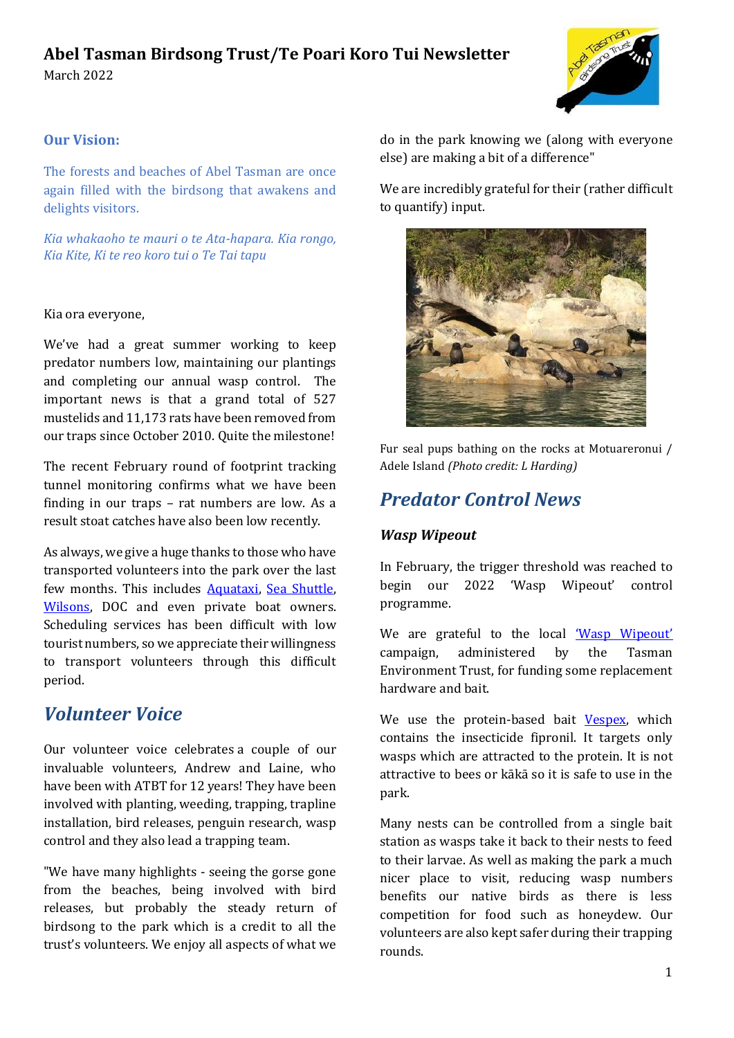# Abel Tasman Birdsong Trust/Te Poari Koro Tui Newsletter

March 2022

### Our Vision:

The forests and beaches of Abel Tasman are once again filled with the birdsong that awakens and delights visitors.

*Kia whakaoho te mauri o te Ata-hapara. Kia rongo, Kia Kite, Ki te reo koro tui o Te Tai tapu*

Kia ora everyone,

We've had a great summer working to keep predator numbers low, maintaining our plantings and completing our annual wasp control. The important news is that a grand total of 527 mustelids and 11,173 rats have been removed from our traps since October 2010. Quite the milestone!

The recent February round of footprint tracking tunnel monitoring confirms what we have been finding in our traps – rat numbers are low. As a result stoat catches have also been low recently.

As always, we give a huge thanks to those who have transported volunteers into the park over the last few months. This includes Aquataxi, Sea Shuttle, Wilsons, DOC and even private boat owners. Scheduling services has been difficult with low tourist numbers, so we appreciate their willingness to transport volunteers through this difficult period.

## Volunteer Voice

Our volunteer voice celebrates a couple of our invaluable volunteers, Andrew and Laine, who have been with ATBT for 12 years! They have been involved with planting, weeding, trapping, trapline installation, bird releases, penguin research, wasp control and they also lead a trapping team.

"We have many highlights - seeing the gorse gone from the beaches, being involved with bird releases, but probably the steady return of birdsong to the park which is a credit to all the trust's volunteers. We enjoy all aspects of what we do in the park knowing we (along with everyone else) are making a bit of a difference"

We are incredibly grateful for their (rather difficult to quantify) input.

Fur seal pups bathing on the rocks at Motuareronui / Adele Island *(Photo credit: L Harding)*

## Predator Control News

### *Wasp Wipeout*

In February, the trigger threshold was reached to begin our 2022 'Wasp Wipeout' control programme.

We are grateful to the local 'Wasp Wipeout' campaign, administered by the Tasman Environment Trust, for funding some replacement hardware and bait.

We use the protein-based bait Vespex, which contains the insecticide fipronil. It targets only wasps which are attracted to the protein. It is not attractive to bees or kākā so it is safe to use in the park.

Many nests can be controlled from a single bait station as wasps take it back to their nests to feed to their larvae. As well as making the park a much nicer place to visit, reducing wasp numbers benefits our native birds as there is less competition for food such as honeydew. Our volunteers are also kept safer during their trapping rounds.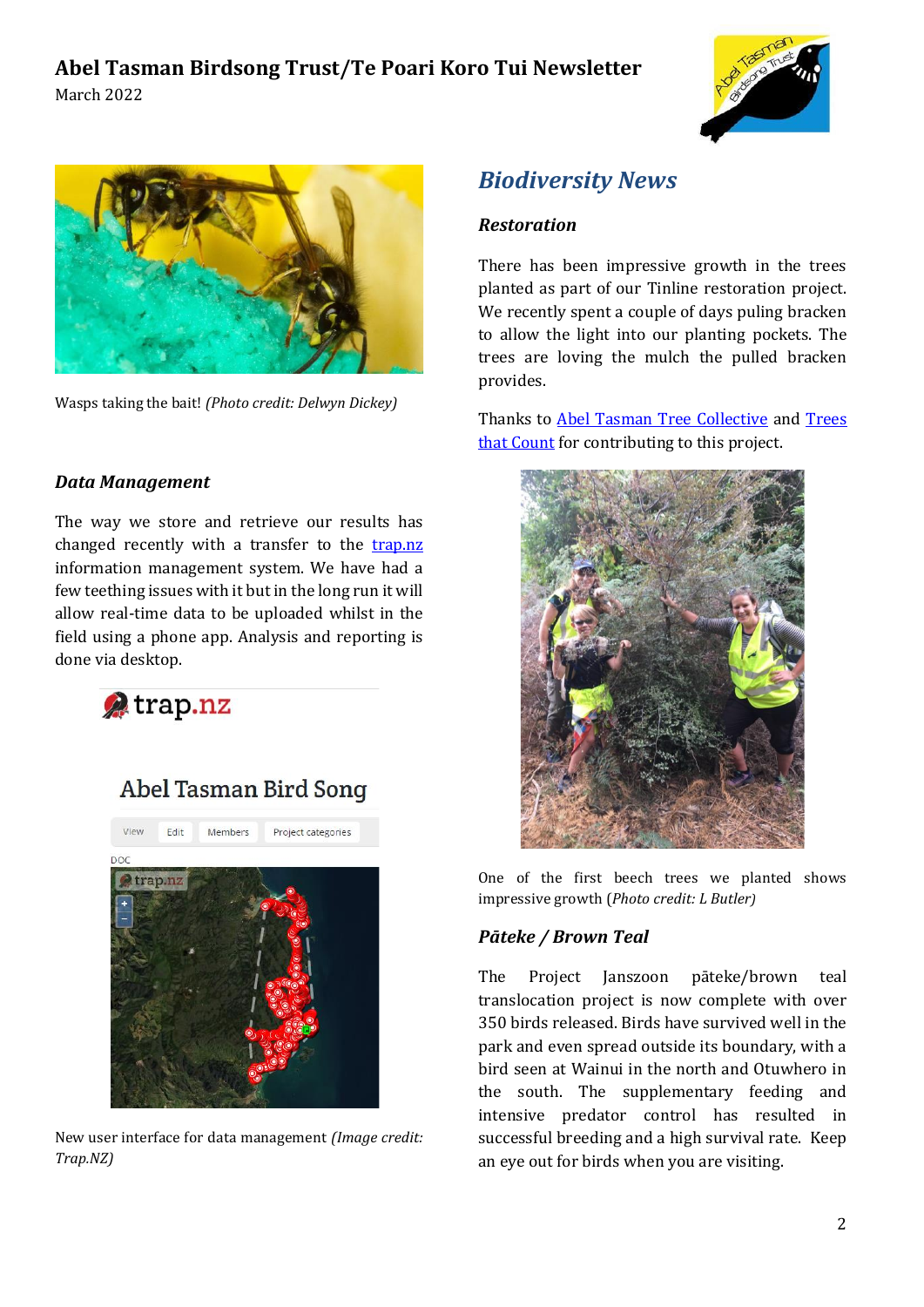# Abel Tasman Birdsong Trust/Te Poari Koro Tui Newsletter

March 2022

Wasps taking the bait! *(Photo credit: Delwyn Dickey)*

### *Data Management*

The way we store and retrieve our results has changed recently with a transfer to the trap.nz information management system. We have had a few teething issues with it but in the long run it will allow real-time data to be uploaded whilst in the field using a phone app. Analysis and reporting is done via desktop.

New user interface for data management *(Image credit: Trap.NZ)*

## *Biodiversity News*

### *Restoration*

There has been impressive growth in the trees planted as part of our Tinline restoration project. We recently spent a couple of days puling bracken to allow the light into our planting pockets. The trees are loving the mulch the pulled bracken provides.

Thanks to Abel Tasman Tree Collective and Trees that Count for contributing to this project.

One of the first beech trees we planted shows impressive growth (*Photo credit: L Butler)*

### *Pāteke / Brown Teal*

The Project Janszoon pāteke/brown teal translocation project is now complete with over 350 birds released. Birds have survived well in the park and even spread outside its boundary, with a bird seen at Wainui in the north and Otuwhero in the south. The supplementary feeding and intensive predator control has resulted in successful breeding and a high survival rate. Keep an eye out for birds when you are visiting.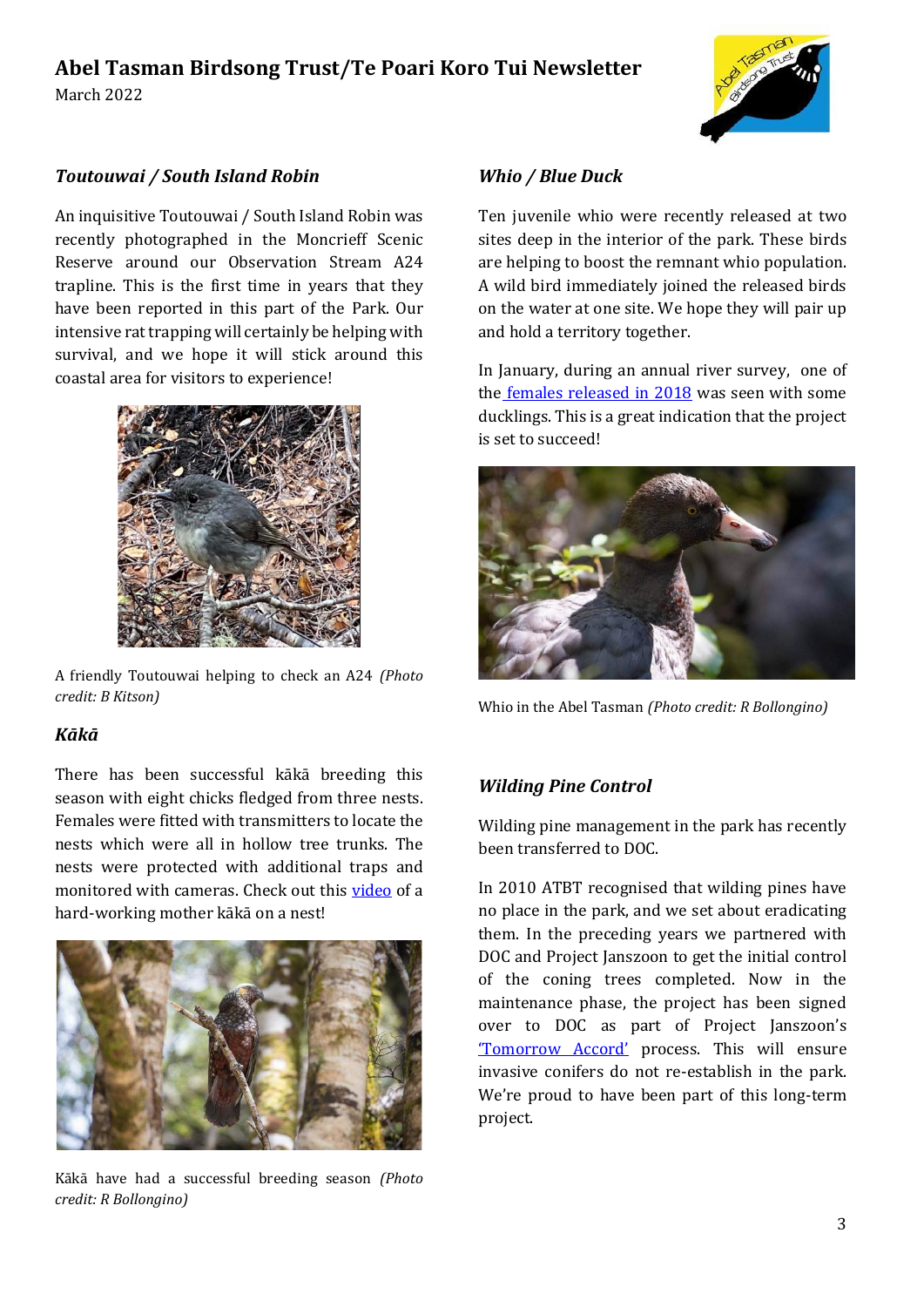## *Toutouwai / South Island Robin*

An inquisitive Toutouwai / South Island Robin was recently photographed in the Moncrieff Scenic Reserve around our Observation Stream A24 trapline. This is the first time in years that they have been reported in this part of the Park. Our intensive rat trapping will certainly be helping with survival, and we hope it will stick around this coastal area for visitors to experience!

A friendly Toutouwai helping to check an A24 *(Photo credit: B Kitson)*

## *Kākā*

There has been successful kākā breeding this season with eight chicks fledged from three nests. Females were fitted with transmitters to locate the nests which were all in hollow tree trunks. The nests were protected with additional traps and monitored with cameras. Check out this video of a hard-working mother kākā on a nest!

Kākā have had a successful breeding season *(Photo credit: R Bollongino)*

## *Whio / Blue Duck*

Ten juvenile whio were recently released at two sites deep in the interior of the park. These birds are helping to boost the remnant whio population. A wild bird immediately joined the released birds on the water at one site. We hope they will pair up and hold a territory together.

In January, during an annual river survey, one of the females released in 2018 was seen with some ducklings. This is a great indication that the project is set to succeed!

Whio in the Abel Tasman *(Photo credit: R Bollongino)*

## *Wilding Pine Control*

Wilding pine management in the park has recently been transferred to DOC.

In 2010 ATBT recognised that wilding pines have no place in the park, and we set about eradicating them. In the preceding years we partnered with DOC and Project Janszoon to get the initial control of the coning trees completed. Now in the maintenance phase, the project has been signed over to DOC as part of Project Janszoon's 'Tomorrow Accord' process. This will ensure invasive conifers do not re-establish in the park. We're proud to have been part of this long-term project.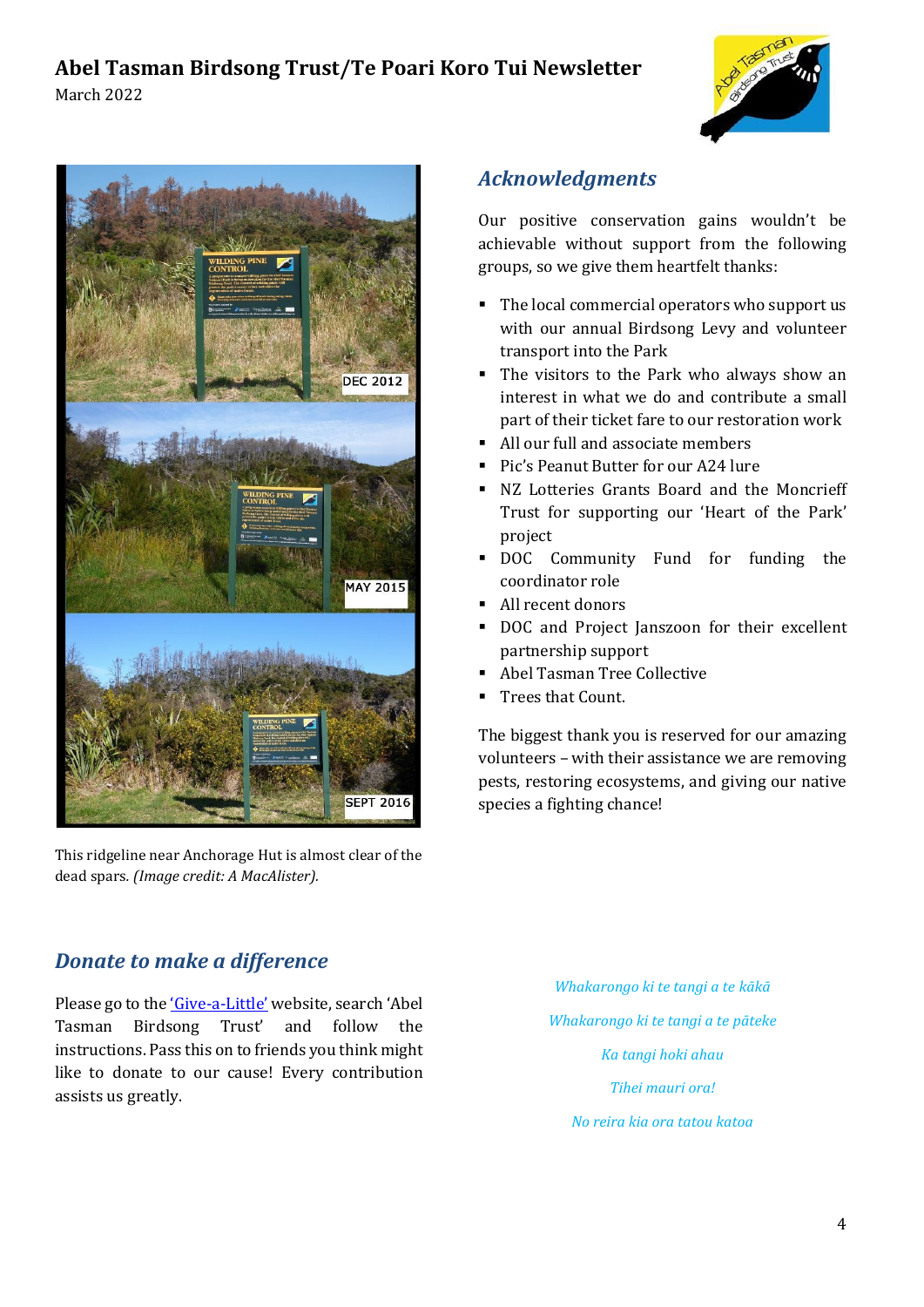# Abel Tasman Birdsong Trust/Te Poari Koro Tui Newsletter

March 2022

DEC 2012

MAY 2015

SEPT 2016

This ridgeline near Anchorage Hut is almost clear of the dead spars. *(Image credit: A MacAlister).*

## *Acknowledgments*

Our positive conservation gains wouldn't be achievable without support from the following groups, so we give them heartfelt thanks:

- The local commercial operators who support us with our annual Birdsong Levy and volunteer transport into the Park
- The visitors to the Park who always show an interest in what we do and contribute a small part of their ticket fare to our restoration work
- All our full and associate members
- Pic's Peanut Butter for our A24 lure
- NZ Lotteries Grants Board and the Moncrieff Trust for supporting our 'Heart of the Park' project
- DOC Community Fund for funding the coordinator role
- All recent donors
- DOC and Project Janszoon for their excellent partnership support
- Abel Tasman Tree Collective
- Trees that Count.

The biggest thank you is reserved for our amazing volunteers – with their assistance we are removing pests, restoring ecosystems, and giving our native species a fighting chance!

## *Donate to make a difference*

Please go to the 'Give-a-Little' website, search 'Abel Tasman Birdsong Trust' and follow the instructions. Pass this on to friends you think might like to donate to our cause! Every contribution assists us greatly.

*Whakarongo ki te tangi a te kākā*

*Whakarongo ki te tangi a te pāteke*

*Ka tangi hoki ahau*

*Tihei mauri ora!*

*No reira kia ora tatou katoa*